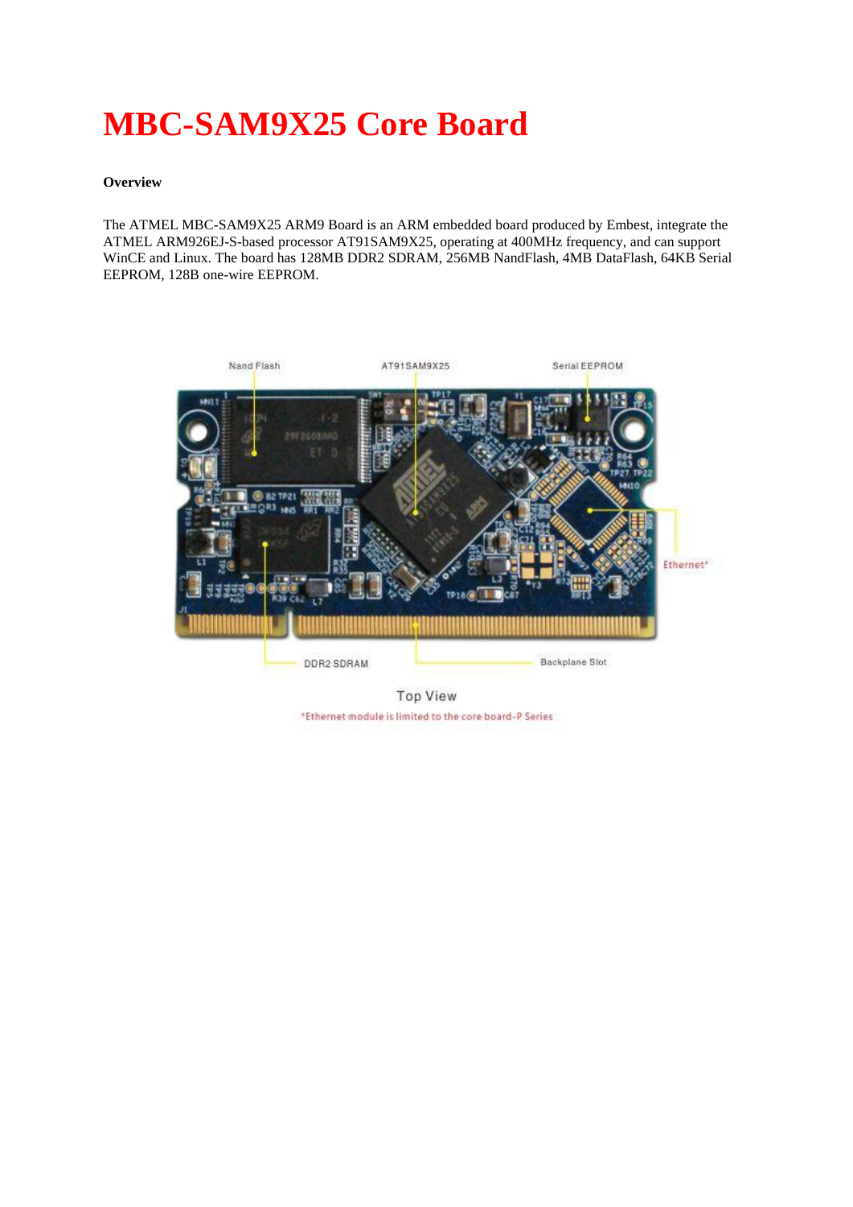# MBC-SAM9X25 Core Board

**Overview**

The ATMEL MBC-SAM9X25 ARM9 Board is an ARM embedded board produced by Embest, integrate the ATMEL ARM926EJ-S-based processor AT91SAM9X25, operating at 400MHz frequency, and can support WinCE and Linux. The board has 128MB DDR2 SDRAM, 256MB NandFlash, 4MB DataFlash, 64KB Serial EEPROM, 128B one-wire EEPROM.

Top View

*Ethernet module is limited to the core board-P Series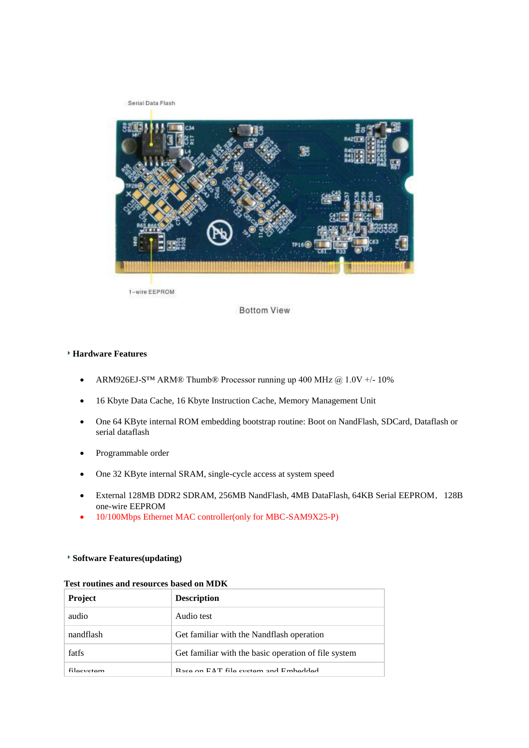Serial Data Flash

1-wire EEPROM

Bottom View

### Hardware Features

- ARM926EJ-S™ ARM® Thumb® Processor running up 400 MHz @ 1.0V +/- 10%
- 16 Kbyte Data Cache, 16 Kbyte Instruction Cache, Memory Management Unit
- One 64 KByte internal ROM embedding bootstrap routine: Boot on NandFlash, SDCard, Dataflash or serial dataflash
- Programmable order
- One 32 KByte internal SRAM, single-cycle access at system speed
- External 128MB DDR2 SDRAM, 256MB NandFlash, 4MB DataFlash, 64KB Serial EEPROM，128B one-wire EEPROM
- 10/100Mbps Ethernet MAC controller(only for MBC-SAM9X25-P)

### Software Features(updating)

**Test routines and resources based on MDK**

| Project | Description |
|---|---|
| audio | Audio test |
| nandflash | Get familiar with the Nandflash operation |
| fatfs | Get familiar with the basic operation of file system |
| filesystem | Base on FAT file system and Embedded |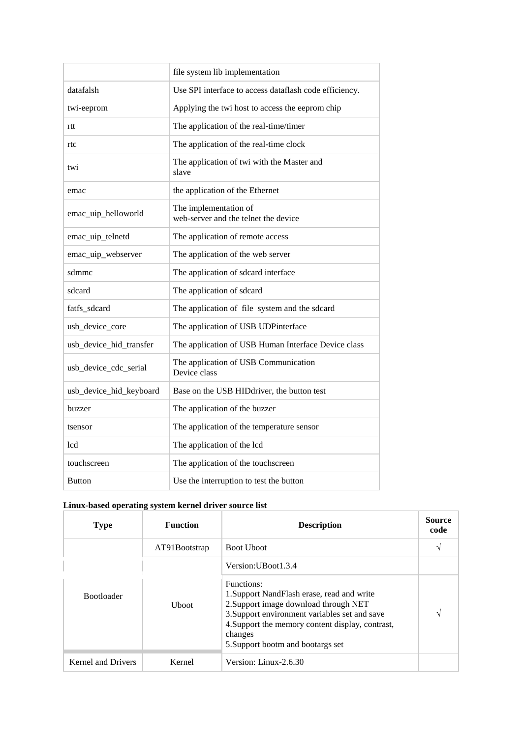|  | file system lib implementation |
|---|---|
| datafalsh | Use SPI interface to access dataflash code efficiency. |
| twi-eeprom | Applying the twi host to access the eeprom chip |
| rtt | The application of the real-time/timer |
| rtc | The application of the real-time clock |
| twi | The application of twi with the Master and slave |
| emac | the application of the Ethernet |
| emac_uip_helloworld | The implementation of web-server and the telnet the device |
| emac_uip_telnetd | The application of remote access |
| emac_uip_webserver | The application of the web server |
| sdmmc | The application of sdcard interface |
| sdcard | The application of sdcard |
| fatfs_sdcard | The application of file system and the sdcard |
| usb_device_core | The application of USB UDPinterface |
| usb_device_hid_transfer | The application of USB Human Interface Device class |
| usb_device_cdc_serial | The application of USB Communication Device class |
| usb_device_hid_keyboard | Base on the USB HIDdriver, the button test |
| buzzer | The application of the buzzer |
| tsensor | The application of the temperature sensor |
| lcd | The application of the lcd |
| touchscreen | The application of the touchscreen |
| Button | Use the interruption to test the button |

**Linux-based operating system kernel driver source list**

| Type | Function | Description | Source code |
|---|---|---|---|
| Bootloader | AT91Bootstrap | Boot Uboot | √ |
|  | Uboot | Version:UBoot1.3.4 |  |
|  |  | Functions:<br>1.Support NandFlash erase, read and write<br>2.Support image download through NET<br>3.Support environment variables set and save<br>4.Support the memory content display, contrast, changes<br>5.Support bootm and bootargs set | √ |
| Kernel and Drivers | Kernel | Version: Linux-2.6.30 |  |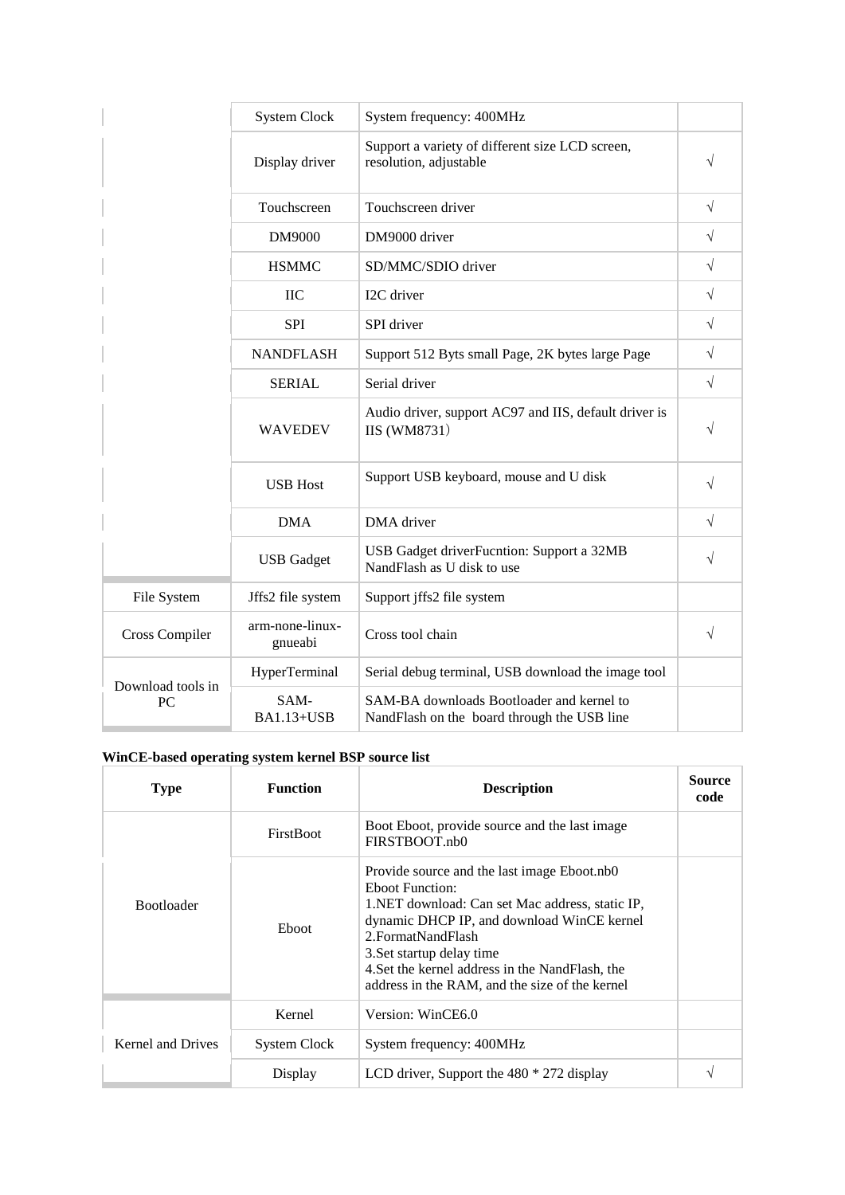| | | | |
|---|---|---|---|
| | System Clock | System frequency: 400MHz | |
| | Display driver | Support a variety of different size LCD screen, resolution, adjustable | √ |
| | Touchscreen | Touchscreen driver | √ |
| | DM9000 | DM9000 driver | √ |
| | HSMMC | SD/MMC/SDIO driver | √ |
| | IIC | I2C driver | √ |
| | SPI | SPI driver | √ |
| | NANDFLASH | Support 512 Byts small Page, 2K bytes large Page | √ |
| | SERIAL | Serial driver | √ |
| | WAVEDEV | Audio driver, support AC97 and IIS, default driver is IIS (WM8731） | √ |
| | USB Host | Support USB keyboard, mouse and U disk | √ |
| | DMA | DMA driver | √ |
| | USB Gadget | USB Gadget driverFucntion: Support a 32MB NandFlash as U disk to use | √ |
| File System | Jffs2 file system | Support jffs2 file system | |
| Cross Compiler | arm-none-linux-gnueabi | Cross tool chain | √ |
| Download tools in PC | HyperTerminal | Serial debug terminal, USB download the image tool | |
| | SAM-BA1.13+USB | SAM-BA downloads Bootloader and kernel to NandFlash on the board through the USB line | |

**WinCE-based operating system kernel BSP source list**

| Type | Function | Description | Source code |
|---|---|---|---|
| Bootloader | FirstBoot | Boot Eboot, provide source and the last image FIRSTBOOT.nb0 | |
| | Eboot | Provide source and the last image Eboot.nb0<br>Eboot Function:<br>1.NET download: Can set Mac address, static IP, dynamic DHCP IP, and download WinCE kernel<br>2.FormatNandFlash<br>3.Set startup delay time<br>4.Set the kernel address in the NandFlash, the address in the RAM, and the size of the kernel | |
| Kernel and Drives | Kernel | Version: WinCE6.0 | |
| | System Clock | System frequency: 400MHz | |
| | Display | LCD driver, Support the 480 * 272 display | √ |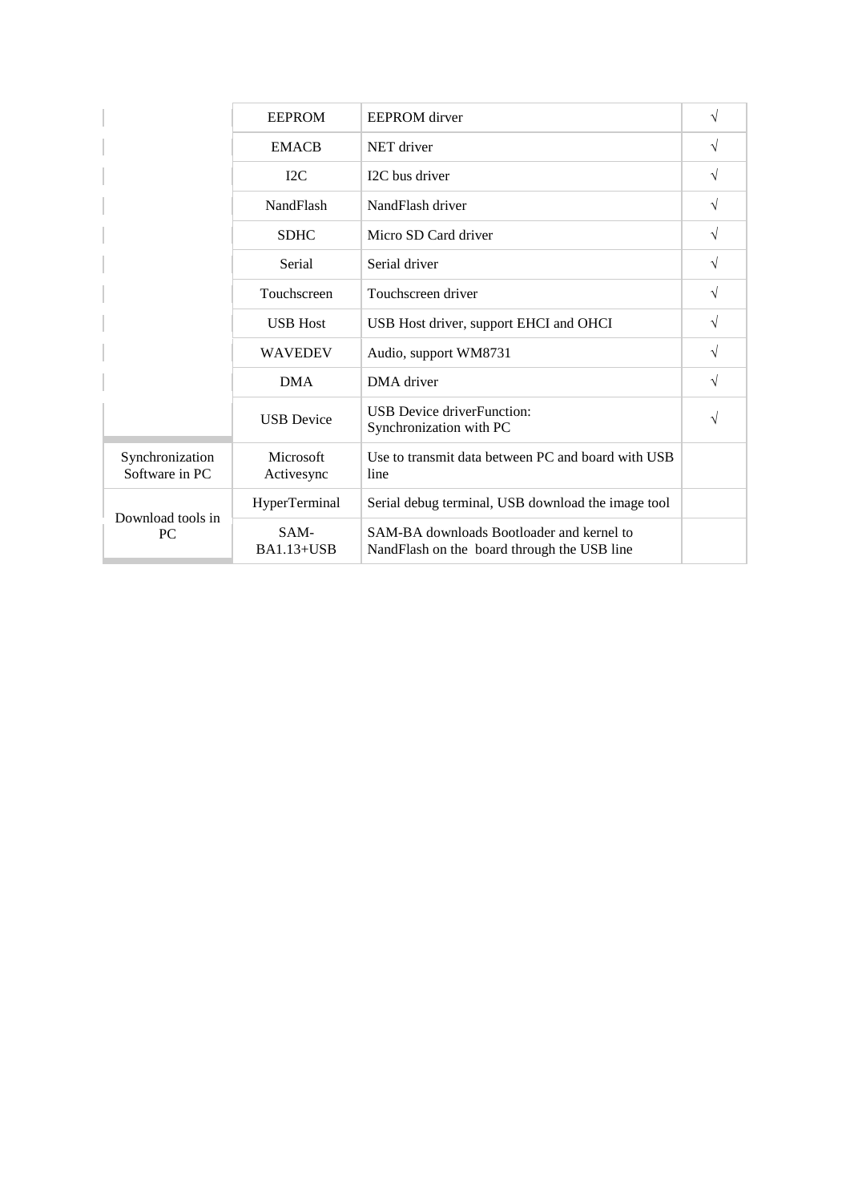| | | | |
|---|---|---|---|
| | EEPROM | EEPROM dirver | √ |
| | EMACB | NET driver | √ |
| | I2C | I2C bus driver | √ |
| | NandFlash | NandFlash driver | √ |
| | SDHC | Micro SD Card driver | √ |
| | Serial | Serial driver | √ |
| | Touchscreen | Touchscreen driver | √ |
| | USB Host | USB Host driver, support EHCI and OHCI | √ |
| | WAVEDEV | Audio, support WM8731 | √ |
| | DMA | DMA driver | √ |
| | USB Device | USB Device driverFunction: Synchronization with PC | √ |
| Synchronization Software in PC | Microsoft Activesync | Use to transmit data between PC and board with USB line | |
| Download tools in PC | HyperTerminal | Serial debug terminal, USB download the image tool | |
| | SAM-BA1.13+USB | SAM-BA downloads Bootloader and kernel to NandFlash on the board through the USB line | |